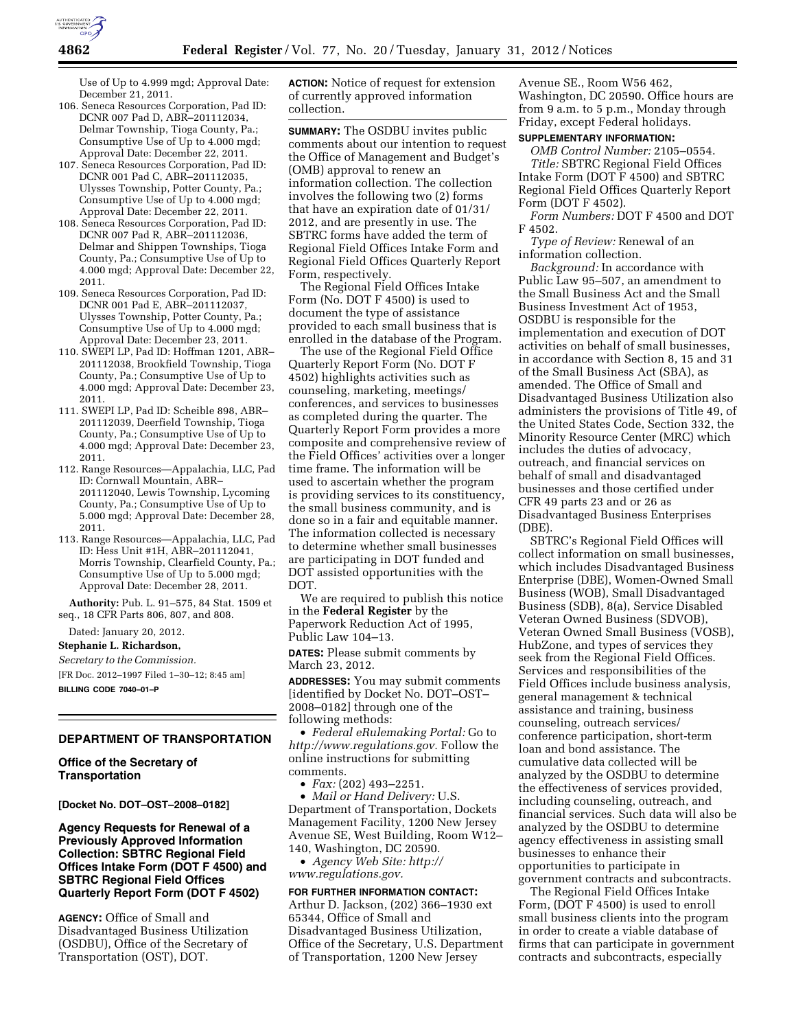Use of Up to 4.999 mgd; Approval Date: December 21, 2011.

106. Seneca Resources Corporation, Pad ID: DCNR 007 Pad D, ABR–201112034, Delmar Township, Tioga County, Pa.; Consumptive Use of Up to 4.000 mgd; Approval Date: December 22, 2011.
107. Seneca Resources Corporation, Pad ID: DCNR 001 Pad C, ABR–201112035, Ulysses Township, Potter County, Pa.; Consumptive Use of Up to 4.000 mgd; Approval Date: December 22, 2011.
108. Seneca Resources Corporation, Pad ID: DCNR 007 Pad R, ABR–201112036, Delmar and Shippen Townships, Tioga County, Pa.; Consumptive Use of Up to 4.000 mgd; Approval Date: December 22, 2011.
109. Seneca Resources Corporation, Pad ID: DCNR 001 Pad E, ABR–201112037, Ulysses Township, Potter County, Pa.; Consumptive Use of Up to 4.000 mgd; Approval Date: December 23, 2011.
110. SWEPI LP, Pad ID: Hoffman 1201, ABR–201112038, Brookfield Township, Tioga County, Pa.; Consumptive Use of Up to 4.000 mgd; Approval Date: December 23, 2011.
111. SWEPI LP, Pad ID: Scheible 898, ABR–201112039, Deerfield Township, Tioga County, Pa.; Consumptive Use of Up to 4.000 mgd; Approval Date: December 23, 2011.
112. Range Resources—Appalachia, LLC, Pad ID: Cornwall Mountain, ABR–201112040, Lewis Township, Lycoming County, Pa.; Consumptive Use of Up to 5.000 mgd; Approval Date: December 28, 2011.
113. Range Resources—Appalachia, LLC, Pad ID: Hess Unit #1H, ABR–201112041, Morris Township, Clearfield County, Pa.; Consumptive Use of Up to 5.000 mgd; Approval Date: December 28, 2011.

**Authority:** Pub. L. 91–575, 84 Stat. 1509 et seq., 18 CFR Parts 806, 807, and 808.

Dated: January 20, 2012.

**Stephanie L. Richardson,**

*Secretary to the Commission.*

[FR Doc. 2012–1997 Filed 1–30–12; 8:45 am]

**BILLING CODE 7040–01–P**

## DEPARTMENT OF TRANSPORTATION

### Office of the Secretary of Transportation

**[Docket No. DOT–OST–2008–0182]**

### Agency Requests for Renewal of a Previously Approved Information Collection: SBTRC Regional Field Offices Intake Form (DOT F 4500) and SBTRC Regional Field Offices Quarterly Report Form (DOT F 4502)

**AGENCY:** Office of Small and Disadvantaged Business Utilization (OSDBU), Office of the Secretary of Transportation (OST), DOT.

**ACTION:** Notice of request for extension of currently approved information collection.

**SUMMARY:** The OSDBU invites public comments about our intention to request the Office of Management and Budget's (OMB) approval to renew an information collection. The collection involves the following two (2) forms that have an expiration date of 01/31/2012, and are presently in use. The SBTRC forms have added the term of Regional Field Offices Intake Form and Regional Field Offices Quarterly Report Form, respectively.

The Regional Field Offices Intake Form (No. DOT F 4500) is used to document the type of assistance provided to each small business that is enrolled in the database of the Program.

The use of the Regional Field Office Quarterly Report Form (No. DOT F 4502) highlights activities such as counseling, marketing, meetings/conferences, and services to businesses as completed during the quarter. The Quarterly Report Form provides a more composite and comprehensive review of the Field Offices' activities over a longer time frame. The information will be used to ascertain whether the program is providing services to its constituency, the small business community, and is done so in a fair and equitable manner. The information collected is necessary to determine whether small businesses are participating in DOT funded and DOT assisted opportunities with the DOT.

We are required to publish this notice in the **Federal Register** by the Paperwork Reduction Act of 1995, Public Law 104–13.

**DATES:** Please submit comments by March 23, 2012.

**ADDRESSES:** You may submit comments [identified by Docket No. DOT–OST–2008–0182] through one of the following methods:

- *Federal eRulemaking Portal:* Go to *http://www.regulations.gov.* Follow the online instructions for submitting comments.
- *Fax:* (202) 493–2251.
- *Mail or Hand Delivery:* U.S. Department of Transportation, Dockets Management Facility, 1200 New Jersey Avenue SE, West Building, Room W12–140, Washington, DC 20590.
- *Agency Web Site: http://www.regulations.gov.*

**FOR FURTHER INFORMATION CONTACT:** Arthur D. Jackson, (202) 366–1930 ext 65344, Office of Small and Disadvantaged Business Utilization, Office of the Secretary, U.S. Department of Transportation, 1200 New Jersey Avenue SE., Room W56 462, Washington, DC 20590. Office hours are from 9 a.m. to 5 p.m., Monday through Friday, except Federal holidays.

**SUPPLEMENTARY INFORMATION:**

*OMB Control Number:* 2105–0554.

*Title:* SBTRC Regional Field Offices Intake Form (DOT F 4500) and SBTRC Regional Field Offices Quarterly Report Form (DOT F 4502).

*Form Numbers:* DOT F 4500 and DOT F 4502.

*Type of Review:* Renewal of an information collection.

*Background:* In accordance with Public Law 95–507, an amendment to the Small Business Act and the Small Business Investment Act of 1953, OSDBU is responsible for the implementation and execution of DOT activities on behalf of small businesses, in accordance with Section 8, 15 and 31 of the Small Business Act (SBA), as amended. The Office of Small and Disadvantaged Business Utilization also administers the provisions of Title 49, of the United States Code, Section 332, the Minority Resource Center (MRC) which includes the duties of advocacy, outreach, and financial services on behalf of small and disadvantaged businesses and those certified under CFR 49 parts 23 and or 26 as Disadvantaged Business Enterprises (DBE).

SBTRC's Regional Field Offices will collect information on small businesses, which includes Disadvantaged Business Enterprise (DBE), Women-Owned Small Business (WOB), Small Disadvantaged Business (SDB), 8(a), Service Disabled Veteran Owned Business (SDVOB), Veteran Owned Small Business (VOSB), HubZone, and types of services they seek from the Regional Field Offices. Services and responsibilities of the Field Offices include business analysis, general management & technical assistance and training, business counseling, outreach services/conference participation, short-term loan and bond assistance. The cumulative data collected will be analyzed by the OSDBU to determine the effectiveness of services provided, including counseling, outreach, and financial services. Such data will also be analyzed by the OSDBU to determine agency effectiveness in assisting small businesses to enhance their opportunities to participate in government contracts and subcontracts.

The Regional Field Offices Intake Form, (DOT F 4500) is used to enroll small business clients into the program in order to create a viable database of firms that can participate in government contracts and subcontracts, especially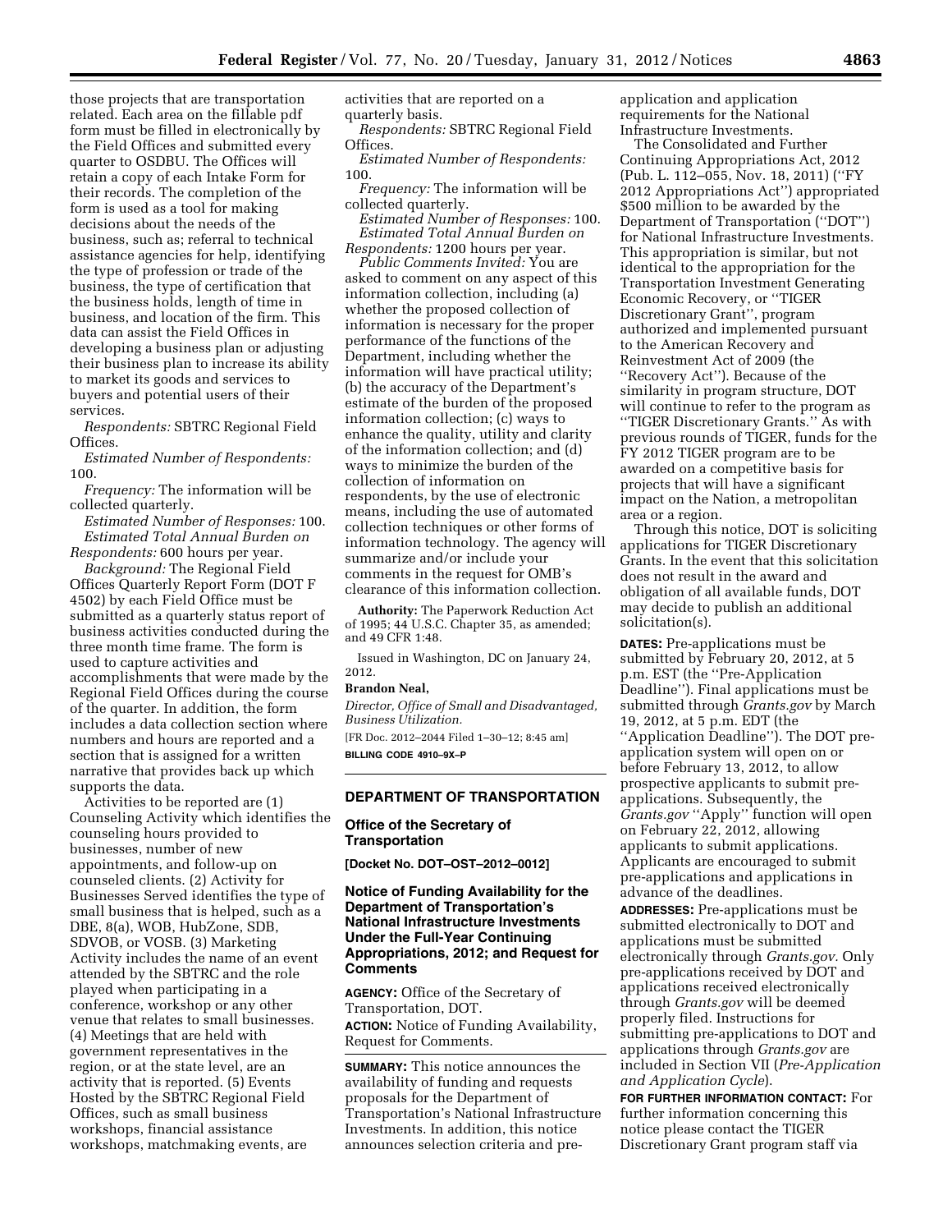those projects that are transportation related. Each area on the fillable pdf form must be filled in electronically by the Field Offices and submitted every quarter to OSDBU. The Offices will retain a copy of each Intake Form for their records. The completion of the form is used as a tool for making decisions about the needs of the business, such as; referral to technical assistance agencies for help, identifying the type of profession or trade of the business, the type of certification that the business holds, length of time in business, and location of the firm. This data can assist the Field Offices in developing a business plan or adjusting their business plan to increase its ability to market its goods and services to buyers and potential users of their services.

*Respondents:* SBTRC Regional Field Offices.

*Estimated Number of Respondents:* 100.

*Frequency:* The information will be collected quarterly.

*Estimated Number of Responses:* 100.

*Estimated Total Annual Burden on Respondents:* 600 hours per year.

*Background:* The Regional Field Offices Quarterly Report Form (DOT F 4502) by each Field Office must be submitted as a quarterly status report of business activities conducted during the three month time frame. The form is used to capture activities and accomplishments that were made by the Regional Field Offices during the course of the quarter. In addition, the form includes a data collection section where numbers and hours are reported and a section that is assigned for a written narrative that provides back up which supports the data.

Activities to be reported are (1) Counseling Activity which identifies the counseling hours provided to businesses, number of new appointments, and follow-up on counseled clients. (2) Activity for Businesses Served identifies the type of small business that is helped, such as a DBE, 8(a), WOB, HubZone, SDB, SDVOB, or VOSB. (3) Marketing Activity includes the name of an event attended by the SBTRC and the role played when participating in a conference, workshop or any other venue that relates to small businesses. (4) Meetings that are held with government representatives in the region, or at the state level, are an activity that is reported. (5) Events Hosted by the SBTRC Regional Field Offices, such as small business workshops, financial assistance workshops, matchmaking events, are activities that are reported on a quarterly basis.

*Respondents:* SBTRC Regional Field Offices.

*Estimated Number of Respondents:* 100.

*Frequency:* The information will be collected quarterly.

*Estimated Number of Responses:* 100.

*Estimated Total Annual Burden on Respondents:* 1200 hours per year.

*Public Comments Invited:* You are asked to comment on any aspect of this information collection, including (a) whether the proposed collection of information is necessary for the proper performance of the functions of the Department, including whether the information will have practical utility; (b) the accuracy of the Department's estimate of the burden of the proposed information collection; (c) ways to enhance the quality, utility and clarity of the information collection; and (d) ways to minimize the burden of the collection of information on respondents, by the use of electronic means, including the use of automated collection techniques or other forms of information technology. The agency will summarize and/or include your comments in the request for OMB's clearance of this information collection.

**Authority:** The Paperwork Reduction Act of 1995; 44 U.S.C. Chapter 35, as amended; and 49 CFR 1:48.

Issued in Washington, DC on January 24, 2012.

**Brandon Neal,**

*Director, Office of Small and Disadvantaged, Business Utilization.*

[FR Doc. 2012–2044 Filed 1–30–12; 8:45 am]

**BILLING CODE 4910–9X–P**

## DEPARTMENT OF TRANSPORTATION

### Office of the Secretary of Transportation

**[Docket No. DOT–OST–2012–0012]**

### Notice of Funding Availability for the Department of Transportation's National Infrastructure Investments Under the Full-Year Continuing Appropriations, 2012; and Request for Comments

**AGENCY:** Office of the Secretary of Transportation, DOT.

**ACTION:** Notice of Funding Availability, Request for Comments.

**SUMMARY:** This notice announces the availability of funding and requests proposals for the Department of Transportation's National Infrastructure Investments. In addition, this notice announces selection criteria and pre-application and application requirements for the National Infrastructure Investments.

The Consolidated and Further Continuing Appropriations Act, 2012 (Pub. L. 112–055, Nov. 18, 2011) ("FY 2012 Appropriations Act") appropriated $500 million to be awarded by the Department of Transportation ("DOT") for National Infrastructure Investments. This appropriation is similar, but not identical to the appropriation for the Transportation Investment Generating Economic Recovery, or "TIGER Discretionary Grant", program authorized and implemented pursuant to the American Recovery and Reinvestment Act of 2009 (the "Recovery Act"). Because of the similarity in program structure, DOT will continue to refer to the program as "TIGER Discretionary Grants." As with previous rounds of TIGER, funds for the FY 2012 TIGER program are to be awarded on a competitive basis for projects that will have a significant impact on the Nation, a metropolitan area or a region.

Through this notice, DOT is soliciting applications for TIGER Discretionary Grants. In the event that this solicitation does not result in the award and obligation of all available funds, DOT may decide to publish an additional solicitation(s).

**DATES:** Pre-applications must be submitted by February 20, 2012, at 5 p.m. EST (the "Pre-Application Deadline"). Final applications must be submitted through *Grants.gov* by March 19, 2012, at 5 p.m. EDT (the "Application Deadline"). The DOT pre-application system will open on or before February 13, 2012, to allow prospective applicants to submit pre-applications. Subsequently, the *Grants.gov* "Apply" function will open on February 22, 2012, allowing applicants to submit applications. Applicants are encouraged to submit pre-applications and applications in advance of the deadlines.

**ADDRESSES:** Pre-applications must be submitted electronically to DOT and applications must be submitted electronically through *Grants.gov.* Only pre-applications received by DOT and applications received electronically through *Grants.gov* will be deemed properly filed. Instructions for submitting pre-applications to DOT and applications through *Grants.gov* are included in Section VII (*Pre-Application and Application Cycle*).

**FOR FURTHER INFORMATION CONTACT:** For further information concerning this notice please contact the TIGER Discretionary Grant program staff via